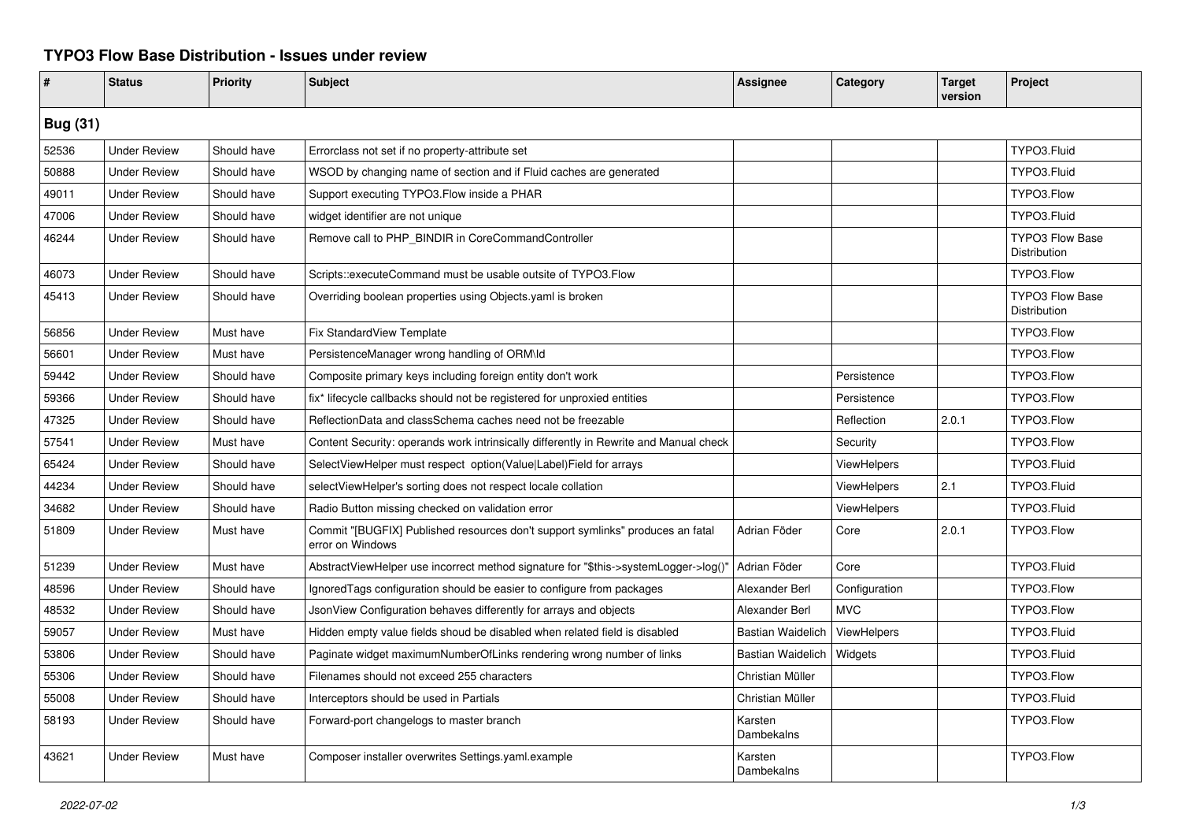# TYPO3 Flow Base Distribution - Issues under review

| # | Status | Priority | Subject | Assignee | Category | Target version | Project |
|---|---|---|---|---|---|---|---|
| **Bug (31)** | | | | | | | |
| 52536 | Under Review | Should have | Errorclass not set if no property-attribute set | | | | TYPO3.Fluid |
| 50888 | Under Review | Should have | WSOD by changing name of section and if Fluid caches are generated | | | | TYPO3.Fluid |
| 49011 | Under Review | Should have | Support executing TYPO3.Flow inside a PHAR | | | | TYPO3.Flow |
| 47006 | Under Review | Should have | widget identifier are not unique | | | | TYPO3.Fluid |
| 46244 | Under Review | Should have | Remove call to PHP_BINDIR in CoreCommandController | | | | TYPO3 Flow Base Distribution |
| 46073 | Under Review | Should have | Scripts::executeCommand must be usable outsite of TYPO3.Flow | | | | TYPO3.Flow |
| 45413 | Under Review | Should have | Overriding boolean properties using Objects.yaml is broken | | | | TYPO3 Flow Base Distribution |
| 56856 | Under Review | Must have | Fix StandardView Template | | | | TYPO3.Flow |
| 56601 | Under Review | Must have | PersistenceManager wrong handling of ORM\Id | | | | TYPO3.Flow |
| 59442 | Under Review | Should have | Composite primary keys including foreign entity don't work | | Persistence | | TYPO3.Flow |
| 59366 | Under Review | Should have | fix* lifecycle callbacks should not be registered for unproxied entities | | Persistence | | TYPO3.Flow |
| 47325 | Under Review | Should have | ReflectionData and classSchema caches need not be freezable | | Reflection | 2.0.1 | TYPO3.Flow |
| 57541 | Under Review | Must have | Content Security: operands work intrinsically differently in Rewrite and Manual check | | Security | | TYPO3.Flow |
| 65424 | Under Review | Should have | SelectViewHelper must respect option(Value\|Label)Field for arrays | | ViewHelpers | | TYPO3.Fluid |
| 44234 | Under Review | Should have | selectViewHelper's sorting does not respect locale collation | | ViewHelpers | 2.1 | TYPO3.Fluid |
| 34682 | Under Review | Should have | Radio Button missing checked on validation error | | ViewHelpers | | TYPO3.Fluid |
| 51809 | Under Review | Must have | Commit "[BUGFIX] Published resources don't support symlinks" produces an fatal error on Windows | Adrian Föder | Core | 2.0.1 | TYPO3.Flow |
| 51239 | Under Review | Must have | AbstractViewHelper use incorrect method signature for "$this->systemLogger->log()" | Adrian Föder | Core | | TYPO3.Fluid |
| 48596 | Under Review | Should have | IgnoredTags configuration should be easier to configure from packages | Alexander Berl | Configuration | | TYPO3.Flow |
| 48532 | Under Review | Should have | JsonView Configuration behaves differently for arrays and objects | Alexander Berl | MVC | | TYPO3.Flow |
| 59057 | Under Review | Must have | Hidden empty value fields shoud be disabled when related field is disabled | Bastian Waidelich | ViewHelpers | | TYPO3.Fluid |
| 53806 | Under Review | Should have | Paginate widget maximumNumberOfLinks rendering wrong number of links | Bastian Waidelich | Widgets | | TYPO3.Fluid |
| 55306 | Under Review | Should have | Filenames should not exceed 255 characters | Christian Müller | | | TYPO3.Flow |
| 55008 | Under Review | Should have | Interceptors should be used in Partials | Christian Müller | | | TYPO3.Fluid |
| 58193 | Under Review | Should have | Forward-port changelogs to master branch | Karsten Dambekalns | | | TYPO3.Flow |
| 43621 | Under Review | Must have | Composer installer overwrites Settings.yaml.example | Karsten Dambekalns | | | TYPO3.Flow |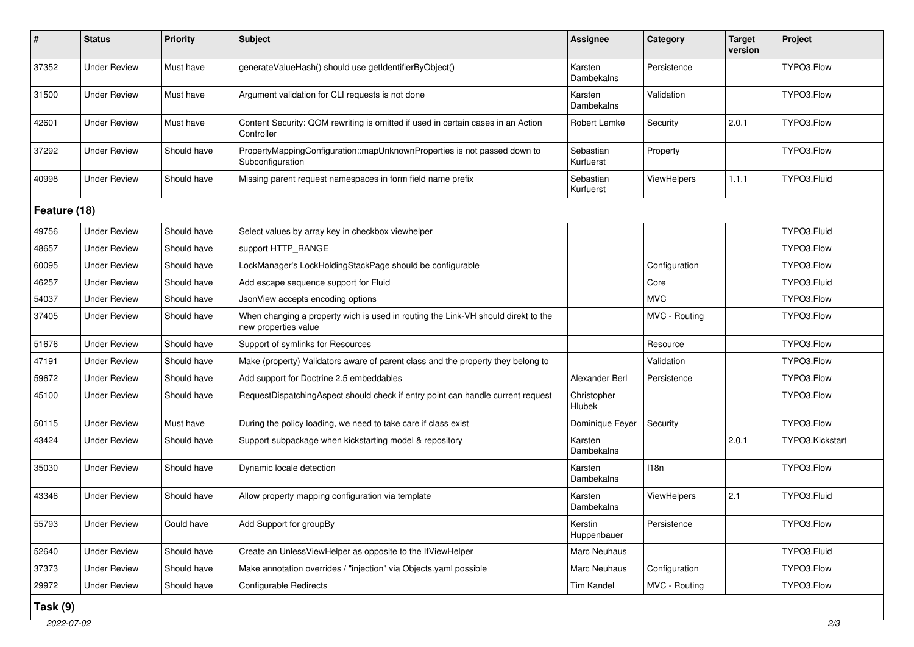| # | Status | Priority | Subject | Assignee | Category | Target version | Project |
|---|---|---|---|---|---|---|---|
| 37352 | Under Review | Must have | generateValueHash() should use getIdentifierByObject() | Karsten Dambekalns | Persistence | | TYPO3.Flow |
| 31500 | Under Review | Must have | Argument validation for CLI requests is not done | Karsten Dambekalns | Validation | | TYPO3.Flow |
| 42601 | Under Review | Must have | Content Security: QOM rewriting is omitted if used in certain cases in an Action Controller | Robert Lemke | Security | 2.0.1 | TYPO3.Flow |
| 37292 | Under Review | Should have | PropertyMappingConfiguration::mapUnknownProperties is not passed down to Subconfiguration | Sebastian Kurfuerst | Property | | TYPO3.Flow |
| 40998 | Under Review | Should have | Missing parent request namespaces in form field name prefix | Sebastian Kurfuerst | ViewHelpers | 1.1.1 | TYPO3.Fluid |

## Feature (18)

| # | Status | Priority | Subject | Assignee | Category | Target version | Project |
|---|---|---|---|---|---|---|---|
| 49756 | Under Review | Should have | Select values by array key in checkbox viewhelper | | | | TYPO3.Fluid |
| 48657 | Under Review | Should have | support HTTP_RANGE | | | | TYPO3.Flow |
| 60095 | Under Review | Should have | LockManager's LockHoldingStackPage should be configurable | | Configuration | | TYPO3.Flow |
| 46257 | Under Review | Should have | Add escape sequence support for Fluid | | Core | | TYPO3.Fluid |
| 54037 | Under Review | Should have | JsonView accepts encoding options | | MVC | | TYPO3.Flow |
| 37405 | Under Review | Should have | When changing a property wich is used in routing the Link-VH should direkt to the new properties value | | MVC - Routing | | TYPO3.Flow |
| 51676 | Under Review | Should have | Support of symlinks for Resources | | Resource | | TYPO3.Flow |
| 47191 | Under Review | Should have | Make (property) Validators aware of parent class and the property they belong to | | Validation | | TYPO3.Flow |
| 59672 | Under Review | Should have | Add support for Doctrine 2.5 embeddables | Alexander Berl | Persistence | | TYPO3.Flow |
| 45100 | Under Review | Should have | RequestDispatchingAspect should check if entry point can handle current request | Christopher Hlubek | | | TYPO3.Flow |
| 50115 | Under Review | Must have | During the policy loading, we need to take care if class exist | Dominique Feyer | Security | | TYPO3.Flow |
| 43424 | Under Review | Should have | Support subpackage when kickstarting model & repository | Karsten Dambekalns | | 2.0.1 | TYPO3.Kickstart |
| 35030 | Under Review | Should have | Dynamic locale detection | Karsten Dambekalns | I18n | | TYPO3.Flow |
| 43346 | Under Review | Should have | Allow property mapping configuration via template | Karsten Dambekalns | ViewHelpers | 2.1 | TYPO3.Fluid |
| 55793 | Under Review | Could have | Add Support for groupBy | Kerstin Huppenbauer | Persistence | | TYPO3.Flow |
| 52640 | Under Review | Should have | Create an UnlessViewHelper as opposite to the IfViewHelper | Marc Neuhaus | | | TYPO3.Fluid |
| 37373 | Under Review | Should have | Make annotation overrides / "injection" via Objects.yaml possible | Marc Neuhaus | Configuration | | TYPO3.Flow |
| 29972 | Under Review | Should have | Configurable Redirects | Tim Kandel | MVC - Routing | | TYPO3.Flow |

## Task (9)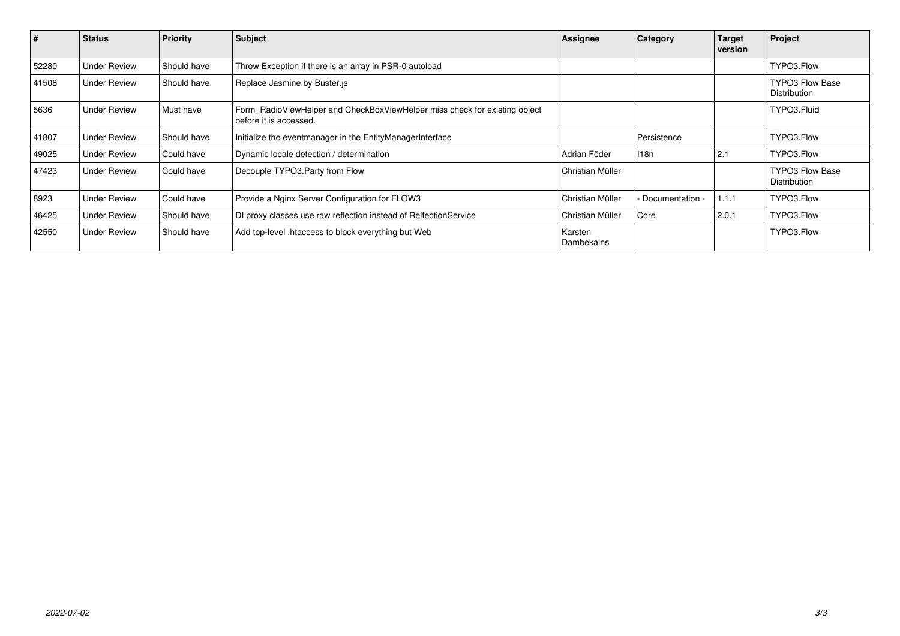| # | Status | Priority | Subject | Assignee | Category | Target version | Project |
|---|---|---|---|---|---|---|---|
| 52280 | Under Review | Should have | Throw Exception if there is an array in PSR-0 autoload | | | | TYPO3.Flow |
| 41508 | Under Review | Should have | Replace Jasmine by Buster.js | | | | TYPO3 Flow Base Distribution |
| 5636 | Under Review | Must have | Form_RadioViewHelper and CheckBoxViewHelper miss check for existing object before it is accessed. | | | | TYPO3.Fluid |
| 41807 | Under Review | Should have | Initialize the eventmanager in the EntityManagerInterface | | Persistence | | TYPO3.Flow |
| 49025 | Under Review | Could have | Dynamic locale detection / determination | Adrian Föder | I18n | 2.1 | TYPO3.Flow |
| 47423 | Under Review | Could have | Decouple TYPO3.Party from Flow | Christian Müller | | | TYPO3 Flow Base Distribution |
| 8923 | Under Review | Could have | Provide a Nginx Server Configuration for FLOW3 | Christian Müller | - Documentation - | 1.1.1 | TYPO3.Flow |
| 46425 | Under Review | Should have | DI proxy classes use raw reflection instead of RelfectionService | Christian Müller | Core | 2.0.1 | TYPO3.Flow |
| 42550 | Under Review | Should have | Add top-level .htaccess to block everything but Web | Karsten Dambekalns | | | TYPO3.Flow |

*2022-07-02*